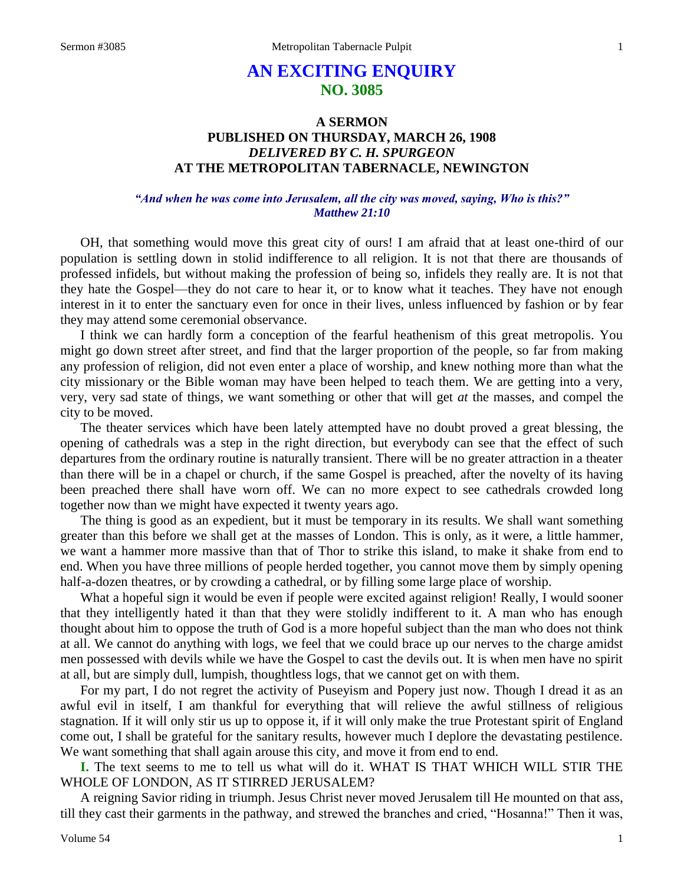# AN EXCITING ENQUIRY
## NO. 3085

### A SERMON
### PUBLISHED ON THURSDAY, MARCH 26, 1908
### *DELIVERED BY C. H. SPURGEON*
### AT THE METROPOLITAN TABERNACLE, NEWINGTON

*"And when he was come into Jerusalem, all the city was moved, saying, Who is this?"*
*Matthew 21:10*

OH, that something would move this great city of ours! I am afraid that at least one-third of our population is settling down in stolid indifference to all religion. It is not that there are thousands of professed infidels, but without making the profession of being so, infidels they really are. It is not that they hate the Gospel—they do not care to hear it, or to know what it teaches. They have not enough interest in it to enter the sanctuary even for once in their lives, unless influenced by fashion or by fear they may attend some ceremonial observance.

I think we can hardly form a conception of the fearful heathenism of this great metropolis. You might go down street after street, and find that the larger proportion of the people, so far from making any profession of religion, did not even enter a place of worship, and knew nothing more than what the city missionary or the Bible woman may have been helped to teach them. We are getting into a very, very, very sad state of things, we want something or other that will get *at* the masses, and compel the city to be moved.

The theater services which have been lately attempted have no doubt proved a great blessing, the opening of cathedrals was a step in the right direction, but everybody can see that the effect of such departures from the ordinary routine is naturally transient. There will be no greater attraction in a theater than there will be in a chapel or church, if the same Gospel is preached, after the novelty of its having been preached there shall have worn off. We can no more expect to see cathedrals crowded long together now than we might have expected it twenty years ago.

The thing is good as an expedient, but it must be temporary in its results. We shall want something greater than this before we shall get at the masses of London. This is only, as it were, a little hammer, we want a hammer more massive than that of Thor to strike this island, to make it shake from end to end. When you have three millions of people herded together, you cannot move them by simply opening half-a-dozen theatres, or by crowding a cathedral, or by filling some large place of worship.

What a hopeful sign it would be even if people were excited against religion! Really, I would sooner that they intelligently hated it than that they were stolidly indifferent to it. A man who has enough thought about him to oppose the truth of God is a more hopeful subject than the man who does not think at all. We cannot do anything with logs, we feel that we could brace up our nerves to the charge amidst men possessed with devils while we have the Gospel to cast the devils out. It is when men have no spirit at all, but are simply dull, lumpish, thoughtless logs, that we cannot get on with them.

For my part, I do not regret the activity of Puseyism and Popery just now. Though I dread it as an awful evil in itself, I am thankful for everything that will relieve the awful stillness of religious stagnation. If it will only stir us up to oppose it, if it will only make the true Protestant spirit of England come out, I shall be grateful for the sanitary results, however much I deplore the devastating pestilence. We want something that shall again arouse this city, and move it from end to end.

**I.** The text seems to me to tell us what will do it. WHAT IS THAT WHICH WILL STIR THE WHOLE OF LONDON, AS IT STIRRED JERUSALEM?

A reigning Savior riding in triumph. Jesus Christ never moved Jerusalem till He mounted on that ass, till they cast their garments in the pathway, and strewed the branches and cried, "Hosanna!" Then it was,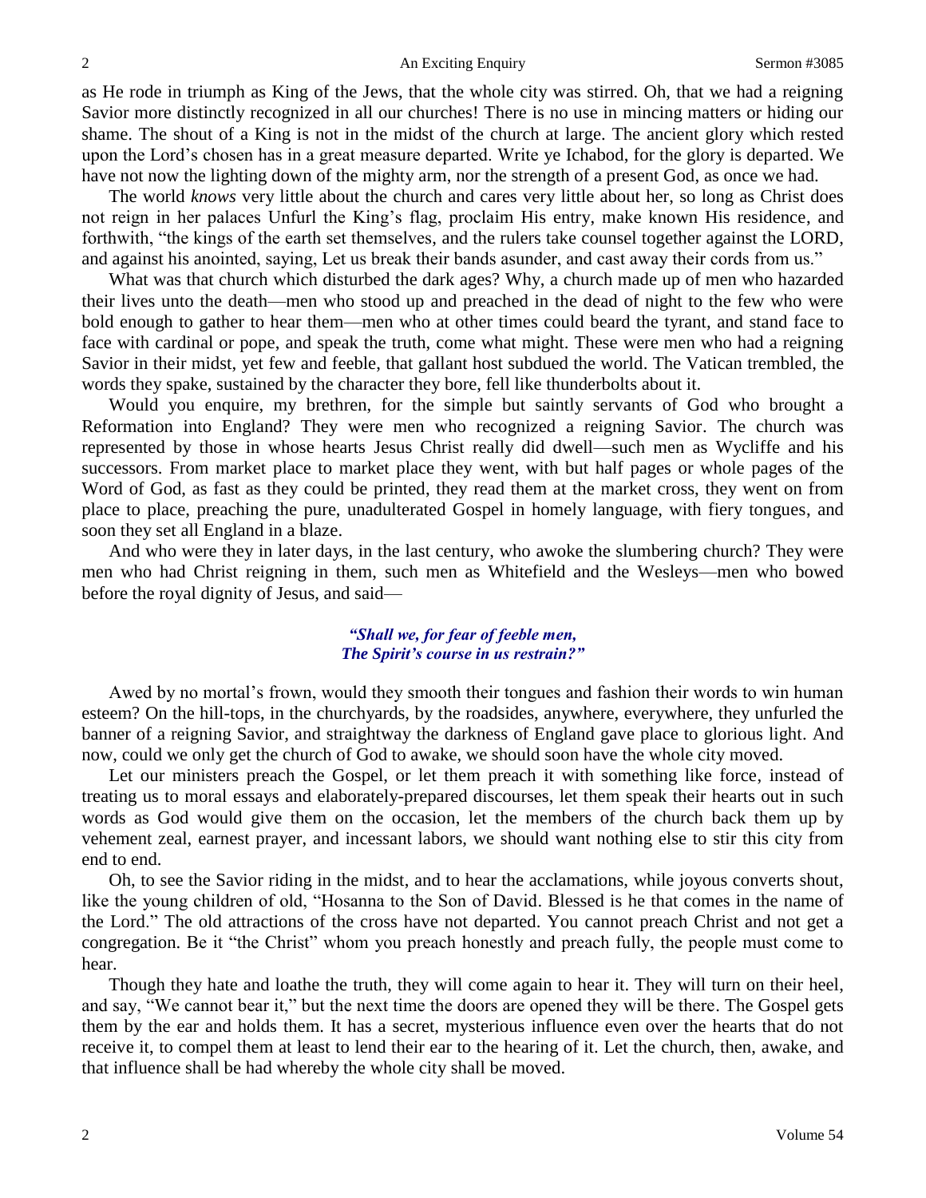as He rode in triumph as King of the Jews, that the whole city was stirred. Oh, that we had a reigning Savior more distinctly recognized in all our churches! There is no use in mincing matters or hiding our shame. The shout of a King is not in the midst of the church at large. The ancient glory which rested upon the Lord's chosen has in a great measure departed. Write ye Ichabod, for the glory is departed. We have not now the lighting down of the mighty arm, nor the strength of a present God, as once we had.

The world *knows* very little about the church and cares very little about her, so long as Christ does not reign in her palaces Unfurl the King's flag, proclaim His entry, make known His residence, and forthwith, "the kings of the earth set themselves, and the rulers take counsel together against the LORD, and against his anointed, saying, Let us break their bands asunder, and cast away their cords from us."

What was that church which disturbed the dark ages? Why, a church made up of men who hazarded their lives unto the death—men who stood up and preached in the dead of night to the few who were bold enough to gather to hear them—men who at other times could beard the tyrant, and stand face to face with cardinal or pope, and speak the truth, come what might. These were men who had a reigning Savior in their midst, yet few and feeble, that gallant host subdued the world. The Vatican trembled, the words they spake, sustained by the character they bore, fell like thunderbolts about it.

Would you enquire, my brethren, for the simple but saintly servants of God who brought a Reformation into England? They were men who recognized a reigning Savior. The church was represented by those in whose hearts Jesus Christ really did dwell—such men as Wycliffe and his successors. From market place to market place they went, with but half pages or whole pages of the Word of God, as fast as they could be printed, they read them at the market cross, they went on from place to place, preaching the pure, unadulterated Gospel in homely language, with fiery tongues, and soon they set all England in a blaze.

And who were they in later days, in the last century, who awoke the slumbering church? They were men who had Christ reigning in them, such men as Whitefield and the Wesleys—men who bowed before the royal dignity of Jesus, and said—

> *"Shall we, for fear of feeble men,*
> *The Spirit's course in us restrain?"*

Awed by no mortal's frown, would they smooth their tongues and fashion their words to win human esteem? On the hill-tops, in the churchyards, by the roadsides, anywhere, everywhere, they unfurled the banner of a reigning Savior, and straightway the darkness of England gave place to glorious light. And now, could we only get the church of God to awake, we should soon have the whole city moved.

Let our ministers preach the Gospel, or let them preach it with something like force, instead of treating us to moral essays and elaborately-prepared discourses, let them speak their hearts out in such words as God would give them on the occasion, let the members of the church back them up by vehement zeal, earnest prayer, and incessant labors, we should want nothing else to stir this city from end to end.

Oh, to see the Savior riding in the midst, and to hear the acclamations, while joyous converts shout, like the young children of old, "Hosanna to the Son of David. Blessed is he that comes in the name of the Lord." The old attractions of the cross have not departed. You cannot preach Christ and not get a congregation. Be it "the Christ" whom you preach honestly and preach fully, the people must come to hear.

Though they hate and loathe the truth, they will come again to hear it. They will turn on their heel, and say, "We cannot bear it," but the next time the doors are opened they will be there. The Gospel gets them by the ear and holds them. It has a secret, mysterious influence even over the hearts that do not receive it, to compel them at least to lend their ear to the hearing of it. Let the church, then, awake, and that influence shall be had whereby the whole city shall be moved.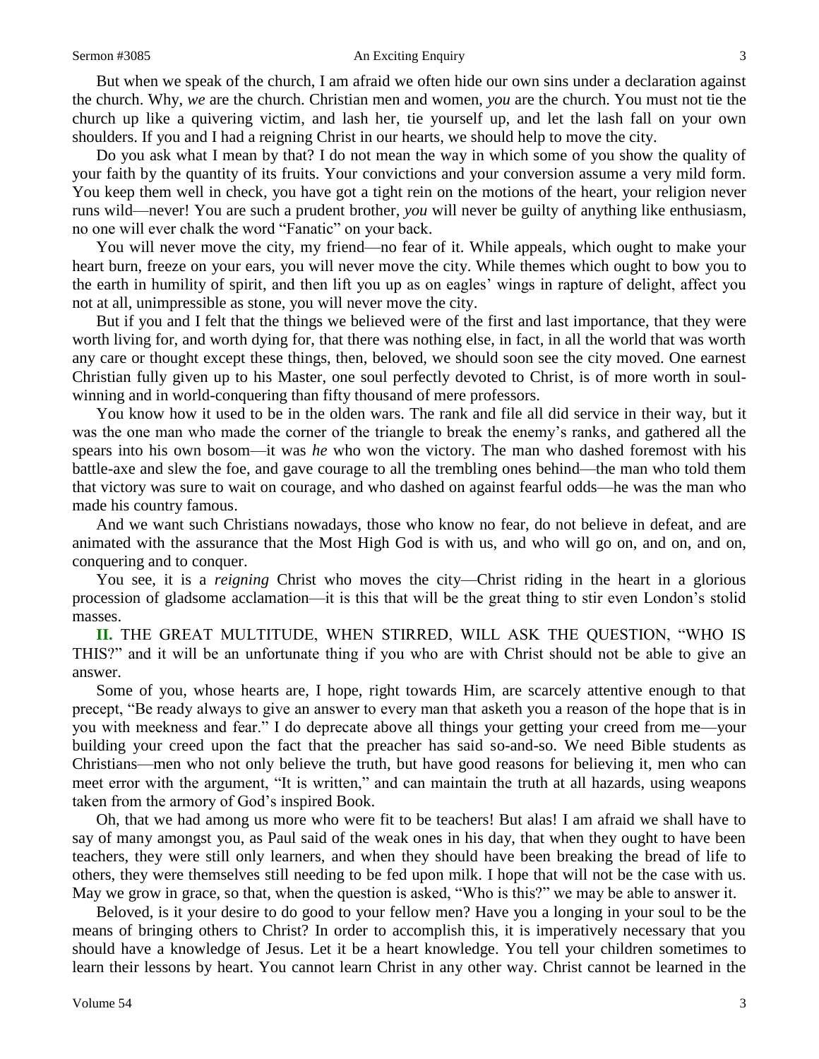But when we speak of the church, I am afraid we often hide our own sins under a declaration against the church. Why, *we* are the church. Christian men and women, *you* are the church. You must not tie the church up like a quivering victim, and lash her, tie yourself up, and let the lash fall on your own shoulders. If you and I had a reigning Christ in our hearts, we should help to move the city.

Do you ask what I mean by that? I do not mean the way in which some of you show the quality of your faith by the quantity of its fruits. Your convictions and your conversion assume a very mild form. You keep them well in check, you have got a tight rein on the motions of the heart, your religion never runs wild—never! You are such a prudent brother, *you* will never be guilty of anything like enthusiasm, no one will ever chalk the word "Fanatic" on your back.

You will never move the city, my friend—no fear of it. While appeals, which ought to make your heart burn, freeze on your ears, you will never move the city. While themes which ought to bow you to the earth in humility of spirit, and then lift you up as on eagles' wings in rapture of delight, affect you not at all, unimpressible as stone, you will never move the city.

But if you and I felt that the things we believed were of the first and last importance, that they were worth living for, and worth dying for, that there was nothing else, in fact, in all the world that was worth any care or thought except these things, then, beloved, we should soon see the city moved. One earnest Christian fully given up to his Master, one soul perfectly devoted to Christ, is of more worth in soul-winning and in world-conquering than fifty thousand of mere professors.

You know how it used to be in the olden wars. The rank and file all did service in their way, but it was the one man who made the corner of the triangle to break the enemy's ranks, and gathered all the spears into his own bosom—it was *he* who won the victory. The man who dashed foremost with his battle-axe and slew the foe, and gave courage to all the trembling ones behind—the man who told them that victory was sure to wait on courage, and who dashed on against fearful odds—he was the man who made his country famous.

And we want such Christians nowadays, those who know no fear, do not believe in defeat, and are animated with the assurance that the Most High God is with us, and who will go on, and on, and on, conquering and to conquer.

You see, it is a *reigning* Christ who moves the city—Christ riding in the heart in a glorious procession of gladsome acclamation—it is this that will be the great thing to stir even London's stolid masses.

**II.** THE GREAT MULTITUDE, WHEN STIRRED, WILL ASK THE QUESTION, "WHO IS THIS?" and it will be an unfortunate thing if you who are with Christ should not be able to give an answer.

Some of you, whose hearts are, I hope, right towards Him, are scarcely attentive enough to that precept, "Be ready always to give an answer to every man that asketh you a reason of the hope that is in you with meekness and fear." I do deprecate above all things your getting your creed from me—your building your creed upon the fact that the preacher has said so-and-so. We need Bible students as Christians—men who not only believe the truth, but have good reasons for believing it, men who can meet error with the argument, "It is written," and can maintain the truth at all hazards, using weapons taken from the armory of God's inspired Book.

Oh, that we had among us more who were fit to be teachers! But alas! I am afraid we shall have to say of many amongst you, as Paul said of the weak ones in his day, that when they ought to have been teachers, they were still only learners, and when they should have been breaking the bread of life to others, they were themselves still needing to be fed upon milk. I hope that will not be the case with us. May we grow in grace, so that, when the question is asked, "Who is this?" we may be able to answer it.

Beloved, is it your desire to do good to your fellow men? Have you a longing in your soul to be the means of bringing others to Christ? In order to accomplish this, it is imperatively necessary that you should have a knowledge of Jesus. Let it be a heart knowledge. You tell your children sometimes to learn their lessons by heart. You cannot learn Christ in any other way. Christ cannot be learned in the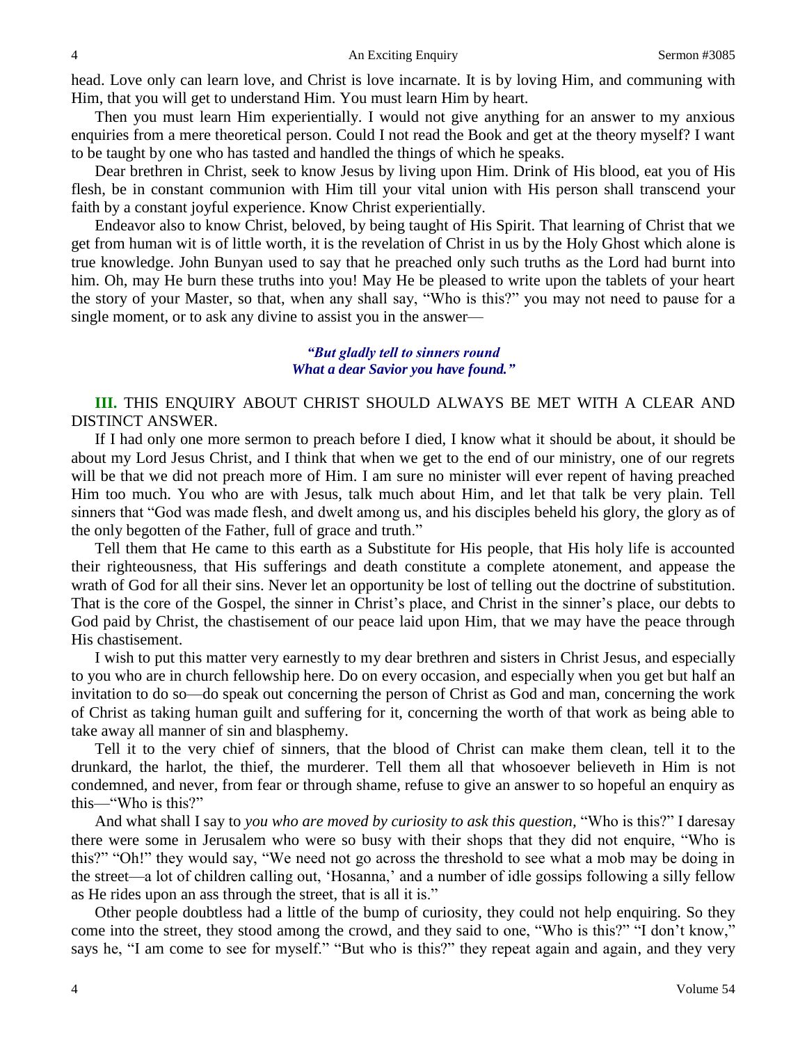head. Love only can learn love, and Christ is love incarnate. It is by loving Him, and communing with Him, that you will get to understand Him. You must learn Him by heart.

Then you must learn Him experientially. I would not give anything for an answer to my anxious enquiries from a mere theoretical person. Could I not read the Book and get at the theory myself? I want to be taught by one who has tasted and handled the things of which he speaks.

Dear brethren in Christ, seek to know Jesus by living upon Him. Drink of His blood, eat you of His flesh, be in constant communion with Him till your vital union with His person shall transcend your faith by a constant joyful experience. Know Christ experientially.

Endeavor also to know Christ, beloved, by being taught of His Spirit. That learning of Christ that we get from human wit is of little worth, it is the revelation of Christ in us by the Holy Ghost which alone is true knowledge. John Bunyan used to say that he preached only such truths as the Lord had burnt into him. Oh, may He burn these truths into you! May He be pleased to write upon the tablets of your heart the story of your Master, so that, when any shall say, "Who is this?" you may not need to pause for a single moment, or to ask any divine to assist you in the answer—

> *"But gladly tell to sinners round*
> *What a dear Savior you have found."*

**III.** THIS ENQUIRY ABOUT CHRIST SHOULD ALWAYS BE MET WITH A CLEAR AND DISTINCT ANSWER.

If I had only one more sermon to preach before I died, I know what it should be about, it should be about my Lord Jesus Christ, and I think that when we get to the end of our ministry, one of our regrets will be that we did not preach more of Him. I am sure no minister will ever repent of having preached Him too much. You who are with Jesus, talk much about Him, and let that talk be very plain. Tell sinners that "God was made flesh, and dwelt among us, and his disciples beheld his glory, the glory as of the only begotten of the Father, full of grace and truth."

Tell them that He came to this earth as a Substitute for His people, that His holy life is accounted their righteousness, that His sufferings and death constitute a complete atonement, and appease the wrath of God for all their sins. Never let an opportunity be lost of telling out the doctrine of substitution. That is the core of the Gospel, the sinner in Christ's place, and Christ in the sinner's place, our debts to God paid by Christ, the chastisement of our peace laid upon Him, that we may have the peace through His chastisement.

I wish to put this matter very earnestly to my dear brethren and sisters in Christ Jesus, and especially to you who are in church fellowship here. Do on every occasion, and especially when you get but half an invitation to do so—do speak out concerning the person of Christ as God and man, concerning the work of Christ as taking human guilt and suffering for it, concerning the worth of that work as being able to take away all manner of sin and blasphemy.

Tell it to the very chief of sinners, that the blood of Christ can make them clean, tell it to the drunkard, the harlot, the thief, the murderer. Tell them all that whosoever believeth in Him is not condemned, and never, from fear or through shame, refuse to give an answer to so hopeful an enquiry as this—"Who is this?"

And what shall I say to *you who are moved by curiosity to ask this question,* "Who is this?" I daresay there were some in Jerusalem who were so busy with their shops that they did not enquire, "Who is this?" "Oh!" they would say, "We need not go across the threshold to see what a mob may be doing in the street—a lot of children calling out, 'Hosanna,' and a number of idle gossips following a silly fellow as He rides upon an ass through the street, that is all it is."

Other people doubtless had a little of the bump of curiosity, they could not help enquiring. So they come into the street, they stood among the crowd, and they said to one, "Who is this?" "I don't know," says he, "I am come to see for myself." "But who is this?" they repeat again and again, and they very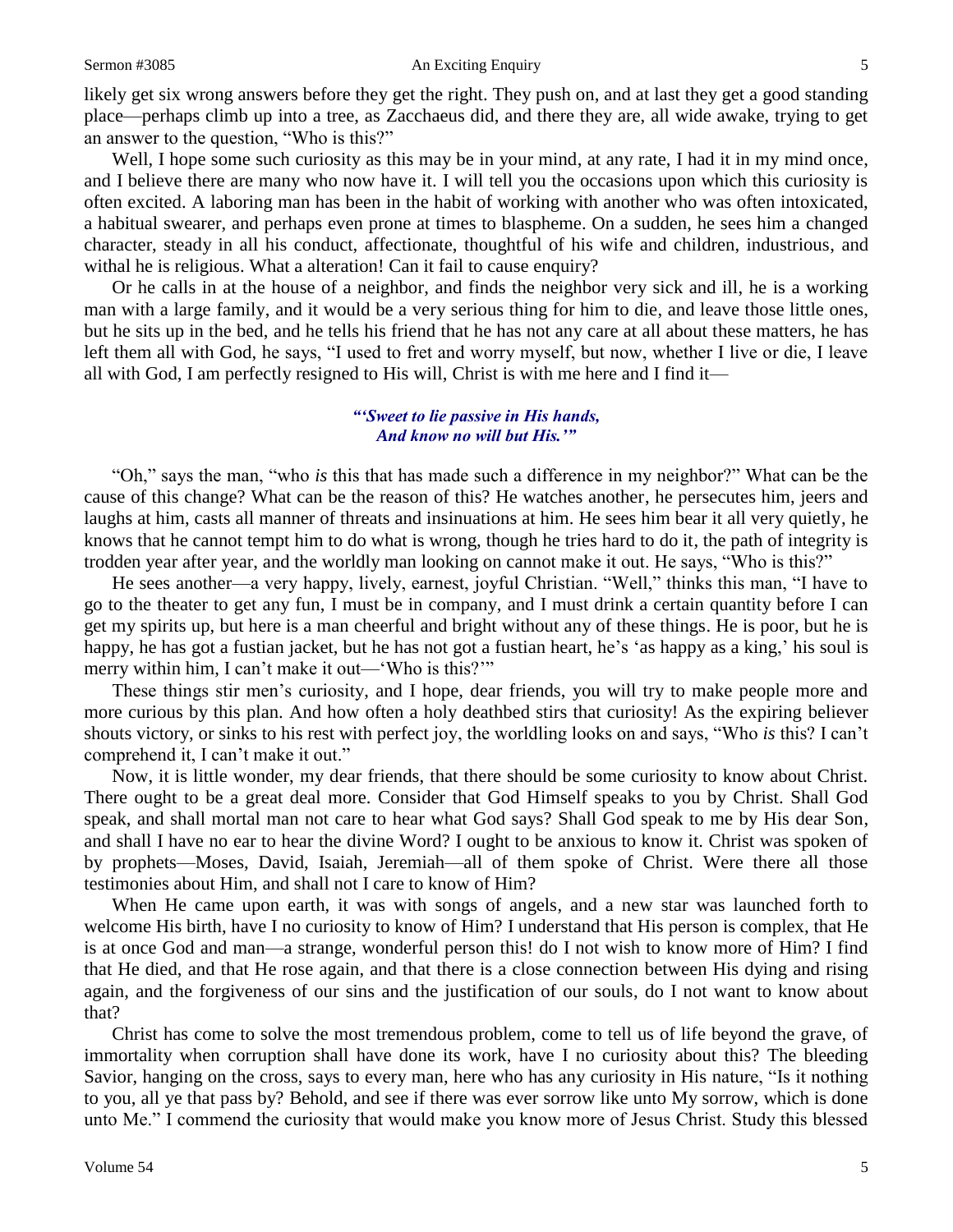likely get six wrong answers before they get the right. They push on, and at last they get a good standing place—perhaps climb up into a tree, as Zacchaeus did, and there they are, all wide awake, trying to get an answer to the question, "Who is this?"

Well, I hope some such curiosity as this may be in your mind, at any rate, I had it in my mind once, and I believe there are many who now have it. I will tell you the occasions upon which this curiosity is often excited. A laboring man has been in the habit of working with another who was often intoxicated, a habitual swearer, and perhaps even prone at times to blaspheme. On a sudden, he sees him a changed character, steady in all his conduct, affectionate, thoughtful of his wife and children, industrious, and withal he is religious. What a alteration! Can it fail to cause enquiry?

Or he calls in at the house of a neighbor, and finds the neighbor very sick and ill, he is a working man with a large family, and it would be a very serious thing for him to die, and leave those little ones, but he sits up in the bed, and he tells his friend that he has not any care at all about these matters, he has left them all with God, he says, "I used to fret and worry myself, but now, whether I live or die, I leave all with God, I am perfectly resigned to His will, Christ is with me here and I find it—

*"'Sweet to lie passive in His hands,*
*And know no will but His.'"*

"Oh," says the man, "who *is* this that has made such a difference in my neighbor?" What can be the cause of this change? What can be the reason of this? He watches another, he persecutes him, jeers and laughs at him, casts all manner of threats and insinuations at him. He sees him bear it all very quietly, he knows that he cannot tempt him to do what is wrong, though he tries hard to do it, the path of integrity is trodden year after year, and the worldly man looking on cannot make it out. He says, "Who is this?"

He sees another—a very happy, lively, earnest, joyful Christian. "Well," thinks this man, "I have to go to the theater to get any fun, I must be in company, and I must drink a certain quantity before I can get my spirits up, but here is a man cheerful and bright without any of these things. He is poor, but he is happy, he has got a fustian jacket, but he has not got a fustian heart, he's 'as happy as a king,' his soul is merry within him, I can't make it out—'Who is this?'"

These things stir men's curiosity, and I hope, dear friends, you will try to make people more and more curious by this plan. And how often a holy deathbed stirs that curiosity! As the expiring believer shouts victory, or sinks to his rest with perfect joy, the worldling looks on and says, "Who *is* this? I can't comprehend it, I can't make it out."

Now, it is little wonder, my dear friends, that there should be some curiosity to know about Christ. There ought to be a great deal more. Consider that God Himself speaks to you by Christ. Shall God speak, and shall mortal man not care to hear what God says? Shall God speak to me by His dear Son, and shall I have no ear to hear the divine Word? I ought to be anxious to know it. Christ was spoken of by prophets—Moses, David, Isaiah, Jeremiah—all of them spoke of Christ. Were there all those testimonies about Him, and shall not I care to know of Him?

When He came upon earth, it was with songs of angels, and a new star was launched forth to welcome His birth, have I no curiosity to know of Him? I understand that His person is complex, that He is at once God and man—a strange, wonderful person this! do I not wish to know more of Him? I find that He died, and that He rose again, and that there is a close connection between His dying and rising again, and the forgiveness of our sins and the justification of our souls, do I not want to know about that?

Christ has come to solve the most tremendous problem, come to tell us of life beyond the grave, of immortality when corruption shall have done its work, have I no curiosity about this? The bleeding Savior, hanging on the cross, says to every man, here who has any curiosity in His nature, "Is it nothing to you, all ye that pass by? Behold, and see if there was ever sorrow like unto My sorrow, which is done unto Me." I commend the curiosity that would make you know more of Jesus Christ. Study this blessed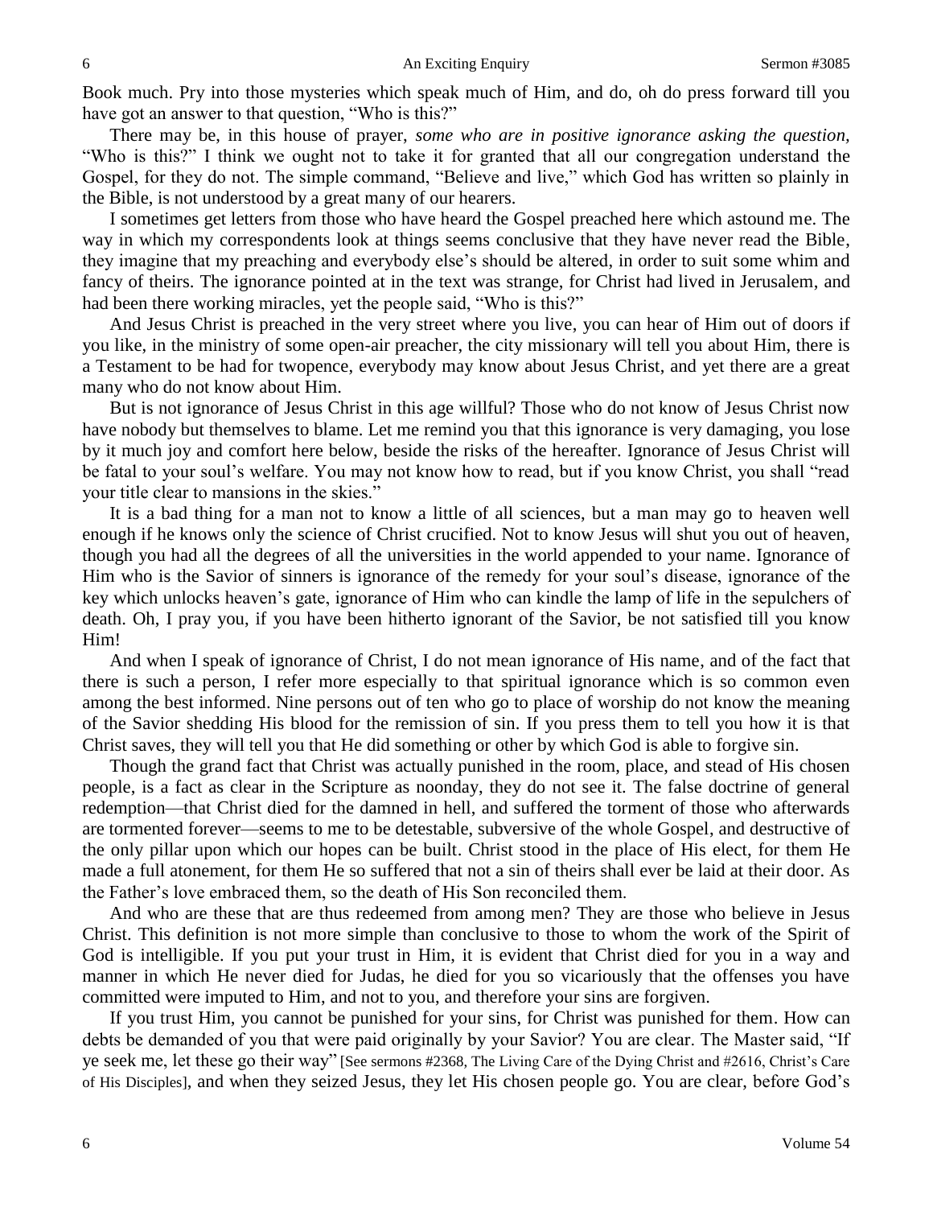Book much. Pry into those mysteries which speak much of Him, and do, oh do press forward till you have got an answer to that question, "Who is this?"

There may be, in this house of prayer, *some who are in positive ignorance asking the question,* "Who is this?" I think we ought not to take it for granted that all our congregation understand the Gospel, for they do not. The simple command, "Believe and live," which God has written so plainly in the Bible, is not understood by a great many of our hearers.

I sometimes get letters from those who have heard the Gospel preached here which astound me. The way in which my correspondents look at things seems conclusive that they have never read the Bible, they imagine that my preaching and everybody else's should be altered, in order to suit some whim and fancy of theirs. The ignorance pointed at in the text was strange, for Christ had lived in Jerusalem, and had been there working miracles, yet the people said, "Who is this?"

And Jesus Christ is preached in the very street where you live, you can hear of Him out of doors if you like, in the ministry of some open-air preacher, the city missionary will tell you about Him, there is a Testament to be had for twopence, everybody may know about Jesus Christ, and yet there are a great many who do not know about Him.

But is not ignorance of Jesus Christ in this age willful? Those who do not know of Jesus Christ now have nobody but themselves to blame. Let me remind you that this ignorance is very damaging, you lose by it much joy and comfort here below, beside the risks of the hereafter. Ignorance of Jesus Christ will be fatal to your soul's welfare. You may not know how to read, but if you know Christ, you shall "read your title clear to mansions in the skies."

It is a bad thing for a man not to know a little of all sciences, but a man may go to heaven well enough if he knows only the science of Christ crucified. Not to know Jesus will shut you out of heaven, though you had all the degrees of all the universities in the world appended to your name. Ignorance of Him who is the Savior of sinners is ignorance of the remedy for your soul's disease, ignorance of the key which unlocks heaven's gate, ignorance of Him who can kindle the lamp of life in the sepulchers of death. Oh, I pray you, if you have been hitherto ignorant of the Savior, be not satisfied till you know Him!

And when I speak of ignorance of Christ, I do not mean ignorance of His name, and of the fact that there is such a person, I refer more especially to that spiritual ignorance which is so common even among the best informed. Nine persons out of ten who go to place of worship do not know the meaning of the Savior shedding His blood for the remission of sin. If you press them to tell you how it is that Christ saves, they will tell you that He did something or other by which God is able to forgive sin.

Though the grand fact that Christ was actually punished in the room, place, and stead of His chosen people, is a fact as clear in the Scripture as noonday, they do not see it. The false doctrine of general redemption—that Christ died for the damned in hell, and suffered the torment of those who afterwards are tormented forever—seems to me to be detestable, subversive of the whole Gospel, and destructive of the only pillar upon which our hopes can be built. Christ stood in the place of His elect, for them He made a full atonement, for them He so suffered that not a sin of theirs shall ever be laid at their door. As the Father's love embraced them, so the death of His Son reconciled them.

And who are these that are thus redeemed from among men? They are those who believe in Jesus Christ. This definition is not more simple than conclusive to those to whom the work of the Spirit of God is intelligible. If you put your trust in Him, it is evident that Christ died for you in a way and manner in which He never died for Judas, he died for you so vicariously that the offenses you have committed were imputed to Him, and not to you, and therefore your sins are forgiven.

If you trust Him, you cannot be punished for your sins, for Christ was punished for them. How can debts be demanded of you that were paid originally by your Savior? You are clear. The Master said, "If ye seek me, let these go their way" [See sermons #2368, The Living Care of the Dying Christ and #2616, Christ's Care of His Disciples], and when they seized Jesus, they let His chosen people go. You are clear, before God's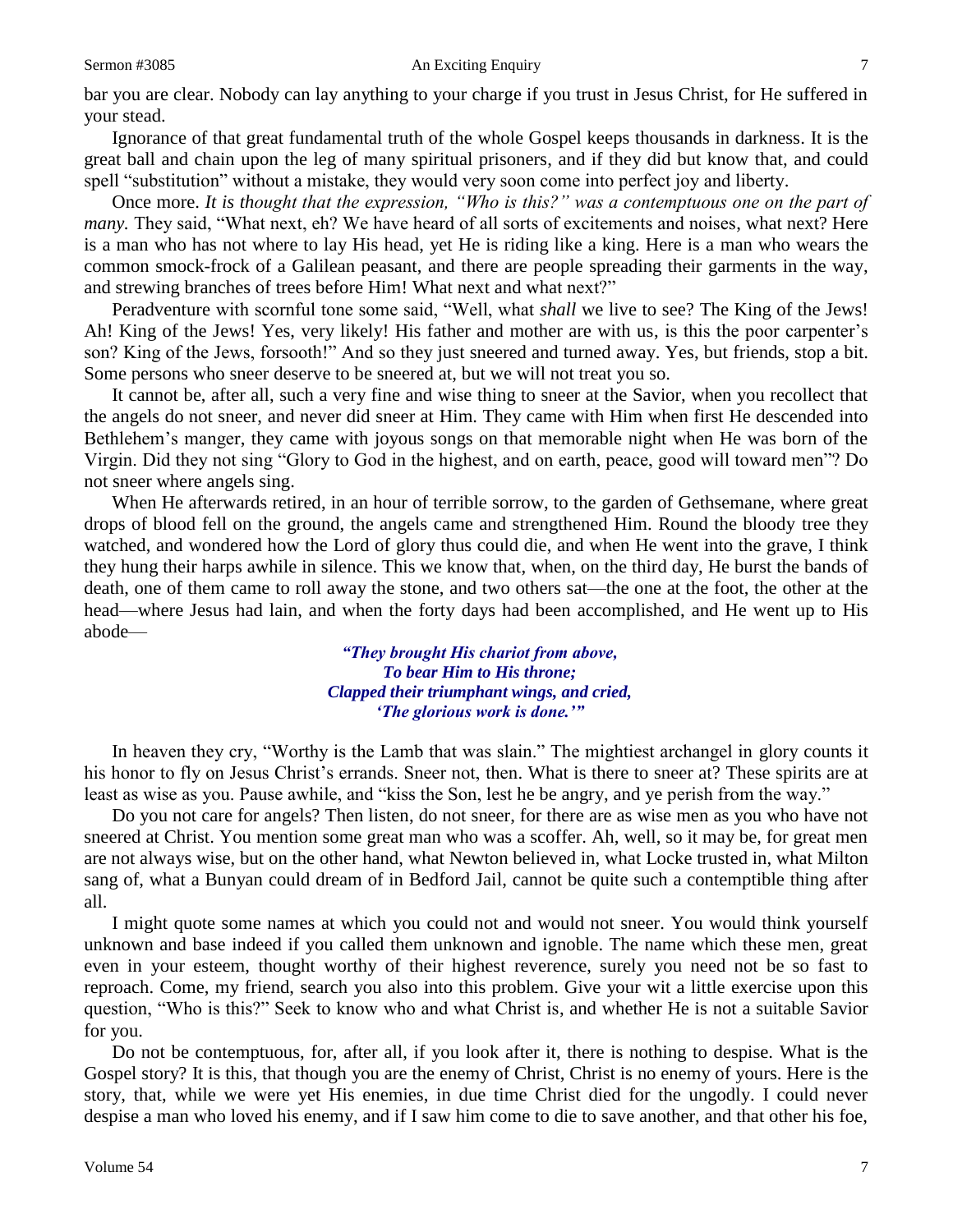bar you are clear. Nobody can lay anything to your charge if you trust in Jesus Christ, for He suffered in your stead.

Ignorance of that great fundamental truth of the whole Gospel keeps thousands in darkness. It is the great ball and chain upon the leg of many spiritual prisoners, and if they did but know that, and could spell "substitution" without a mistake, they would very soon come into perfect joy and liberty.

Once more. *It is thought that the expression, "Who is this?" was a contemptuous one on the part of many.* They said, "What next, eh? We have heard of all sorts of excitements and noises, what next? Here is a man who has not where to lay His head, yet He is riding like a king. Here is a man who wears the common smock-frock of a Galilean peasant, and there are people spreading their garments in the way, and strewing branches of trees before Him! What next and what next?"

Peradventure with scornful tone some said, "Well, what *shall* we live to see? The King of the Jews! Ah! King of the Jews! Yes, very likely! His father and mother are with us, is this the poor carpenter's son? King of the Jews, forsooth!" And so they just sneered and turned away. Yes, but friends, stop a bit. Some persons who sneer deserve to be sneered at, but we will not treat you so.

It cannot be, after all, such a very fine and wise thing to sneer at the Savior, when you recollect that the angels do not sneer, and never did sneer at Him. They came with Him when first He descended into Bethlehem's manger, they came with joyous songs on that memorable night when He was born of the Virgin. Did they not sing "Glory to God in the highest, and on earth, peace, good will toward men"? Do not sneer where angels sing.

When He afterwards retired, in an hour of terrible sorrow, to the garden of Gethsemane, where great drops of blood fell on the ground, the angels came and strengthened Him. Round the bloody tree they watched, and wondered how the Lord of glory thus could die, and when He went into the grave, I think they hung their harps awhile in silence. This we know that, when, on the third day, He burst the bands of death, one of them came to roll away the stone, and two others sat—the one at the foot, the other at the head—where Jesus had lain, and when the forty days had been accomplished, and He went up to His abode—

> ***"They brought His chariot from above,***
> ***To bear Him to His throne;***
> ***Clapped their triumphant wings, and cried,***
> ***'The glorious work is done.'"***

In heaven they cry, "Worthy is the Lamb that was slain." The mightiest archangel in glory counts it his honor to fly on Jesus Christ's errands. Sneer not, then. What is there to sneer at? These spirits are at least as wise as you. Pause awhile, and "kiss the Son, lest he be angry, and ye perish from the way."

Do you not care for angels? Then listen, do not sneer, for there are as wise men as you who have not sneered at Christ. You mention some great man who was a scoffer. Ah, well, so it may be, for great men are not always wise, but on the other hand, what Newton believed in, what Locke trusted in, what Milton sang of, what a Bunyan could dream of in Bedford Jail, cannot be quite such a contemptible thing after all.

I might quote some names at which you could not and would not sneer. You would think yourself unknown and base indeed if you called them unknown and ignoble. The name which these men, great even in your esteem, thought worthy of their highest reverence, surely you need not be so fast to reproach. Come, my friend, search you also into this problem. Give your wit a little exercise upon this question, "Who is this?" Seek to know who and what Christ is, and whether He is not a suitable Savior for you.

Do not be contemptuous, for, after all, if you look after it, there is nothing to despise. What is the Gospel story? It is this, that though you are the enemy of Christ, Christ is no enemy of yours. Here is the story, that, while we were yet His enemies, in due time Christ died for the ungodly. I could never despise a man who loved his enemy, and if I saw him come to die to save another, and that other his foe,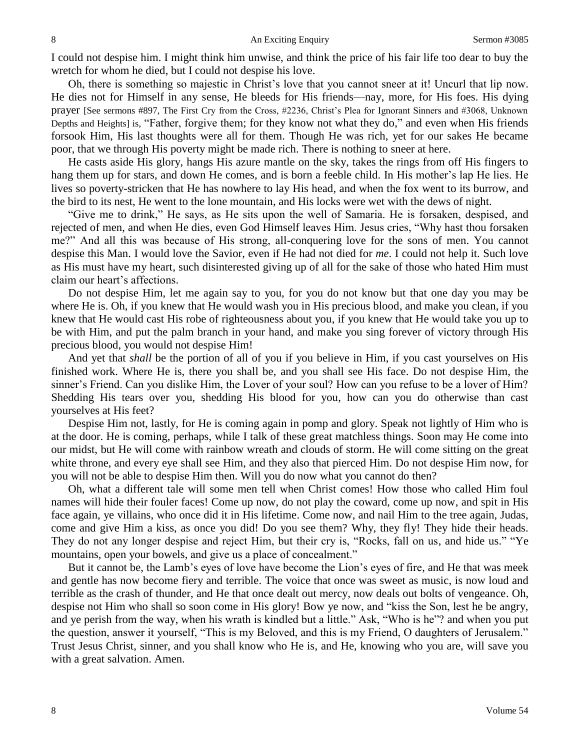I could not despise him. I might think him unwise, and think the price of his fair life too dear to buy the wretch for whom he died, but I could not despise his love.

Oh, there is something so majestic in Christ's love that you cannot sneer at it! Uncurl that lip now. He dies not for Himself in any sense, He bleeds for His friends—nay, more, for His foes. His dying prayer [See sermons #897, The First Cry from the Cross, #2236, Christ's Plea for Ignorant Sinners and #3068, Unknown Depths and Heights] is, "Father, forgive them; for they know not what they do," and even when His friends forsook Him, His last thoughts were all for them. Though He was rich, yet for our sakes He became poor, that we through His poverty might be made rich. There is nothing to sneer at here.

He casts aside His glory, hangs His azure mantle on the sky, takes the rings from off His fingers to hang them up for stars, and down He comes, and is born a feeble child. In His mother's lap He lies. He lives so poverty-stricken that He has nowhere to lay His head, and when the fox went to its burrow, and the bird to its nest, He went to the lone mountain, and His locks were wet with the dews of night.

"Give me to drink," He says, as He sits upon the well of Samaria. He is forsaken, despised, and rejected of men, and when He dies, even God Himself leaves Him. Jesus cries, "Why hast thou forsaken me?" And all this was because of His strong, all-conquering love for the sons of men. You cannot despise this Man. I would love the Savior, even if He had not died for *me*. I could not help it. Such love as His must have my heart, such disinterested giving up of all for the sake of those who hated Him must claim our heart's affections.

Do not despise Him, let me again say to you, for you do not know but that one day you may be where He is. Oh, if you knew that He would wash you in His precious blood, and make you clean, if you knew that He would cast His robe of righteousness about you, if you knew that He would take you up to be with Him, and put the palm branch in your hand, and make you sing forever of victory through His precious blood, you would not despise Him!

And yet that *shall* be the portion of all of you if you believe in Him, if you cast yourselves on His finished work. Where He is, there you shall be, and you shall see His face. Do not despise Him, the sinner's Friend. Can you dislike Him, the Lover of your soul? How can you refuse to be a lover of Him? Shedding His tears over you, shedding His blood for you, how can you do otherwise than cast yourselves at His feet?

Despise Him not, lastly, for He is coming again in pomp and glory. Speak not lightly of Him who is at the door. He is coming, perhaps, while I talk of these great matchless things. Soon may He come into our midst, but He will come with rainbow wreath and clouds of storm. He will come sitting on the great white throne, and every eye shall see Him, and they also that pierced Him. Do not despise Him now, for you will not be able to despise Him then. Will you do now what you cannot do then?

Oh, what a different tale will some men tell when Christ comes! How those who called Him foul names will hide their fouler faces! Come up now, do not play the coward, come up now, and spit in His face again, ye villains, who once did it in His lifetime. Come now, and nail Him to the tree again, Judas, come and give Him a kiss, as once you did! Do you see them? Why, they fly! They hide their heads. They do not any longer despise and reject Him, but their cry is, "Rocks, fall on us, and hide us." "Ye mountains, open your bowels, and give us a place of concealment."

But it cannot be, the Lamb's eyes of love have become the Lion's eyes of fire, and He that was meek and gentle has now become fiery and terrible. The voice that once was sweet as music, is now loud and terrible as the crash of thunder, and He that once dealt out mercy, now deals out bolts of vengeance. Oh, despise not Him who shall so soon come in His glory! Bow ye now, and "kiss the Son, lest he be angry, and ye perish from the way, when his wrath is kindled but a little." Ask, "Who is he"? and when you put the question, answer it yourself, "This is my Beloved, and this is my Friend, O daughters of Jerusalem." Trust Jesus Christ, sinner, and you shall know who He is, and He, knowing who you are, will save you with a great salvation. Amen.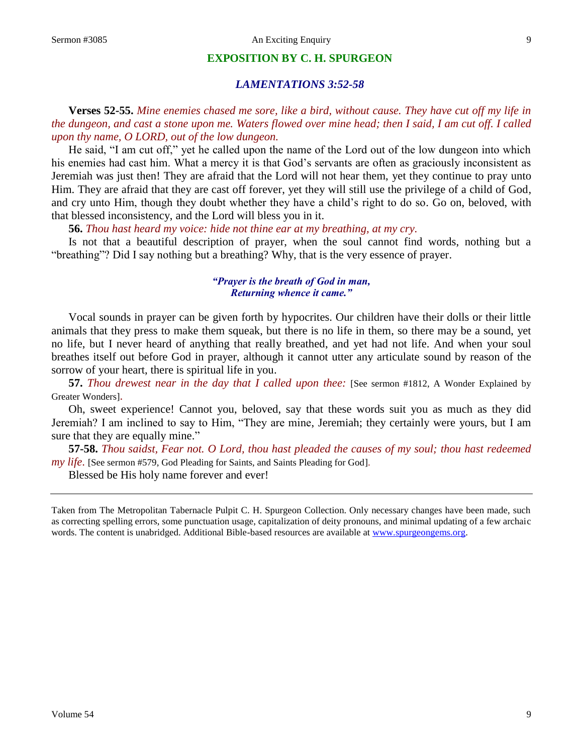## EXPOSITION BY C. H. SPURGEON

### *LAMENTATIONS 3:52-58*

**Verses 52-55.** *Mine enemies chased me sore, like a bird, without cause. They have cut off my life in the dungeon, and cast a stone upon me. Waters flowed over mine head; then I said, I am cut off. I called upon thy name, O LORD, out of the low dungeon.*

He said, "I am cut off," yet he called upon the name of the Lord out of the low dungeon into which his enemies had cast him. What a mercy it is that God's servants are often as graciously inconsistent as Jeremiah was just then! They are afraid that the Lord will not hear them, yet they continue to pray unto Him. They are afraid that they are cast off forever, yet they will still use the privilege of a child of God, and cry unto Him, though they doubt whether they have a child's right to do so. Go on, beloved, with that blessed inconsistency, and the Lord will bless you in it.

**56.** *Thou hast heard my voice: hide not thine ear at my breathing, at my cry.*

Is not that a beautiful description of prayer, when the soul cannot find words, nothing but a "breathing"? Did I say nothing but a breathing? Why, that is the very essence of prayer.

> ***"Prayer is the breath of God in man,***
> ***Returning whence it came."***

Vocal sounds in prayer can be given forth by hypocrites. Our children have their dolls or their little animals that they press to make them squeak, but there is no life in them, so there may be a sound, yet no life, but I never heard of anything that really breathed, and yet had not life. And when your soul breathes itself out before God in prayer, although it cannot utter any articulate sound by reason of the sorrow of your heart, there is spiritual life in you.

**57.** *Thou drewest near in the day that I called upon thee:* [See sermon #1812, A Wonder Explained by Greater Wonders].

Oh, sweet experience! Cannot you, beloved, say that these words suit you as much as they did Jeremiah? I am inclined to say to Him, "They are mine, Jeremiah; they certainly were yours, but I am sure that they are equally mine."

**57-58.** *Thou saidst, Fear not. O Lord, thou hast pleaded the causes of my soul; thou hast redeemed my life.* [See sermon #579, God Pleading for Saints, and Saints Pleading for God].

Blessed be His holy name forever and ever!

---

Taken from The Metropolitan Tabernacle Pulpit C. H. Spurgeon Collection. Only necessary changes have been made, such as correcting spelling errors, some punctuation usage, capitalization of deity pronouns, and minimal updating of a few archaic words. The content is unabridged. Additional Bible-based resources are available at www.spurgeongems.org.